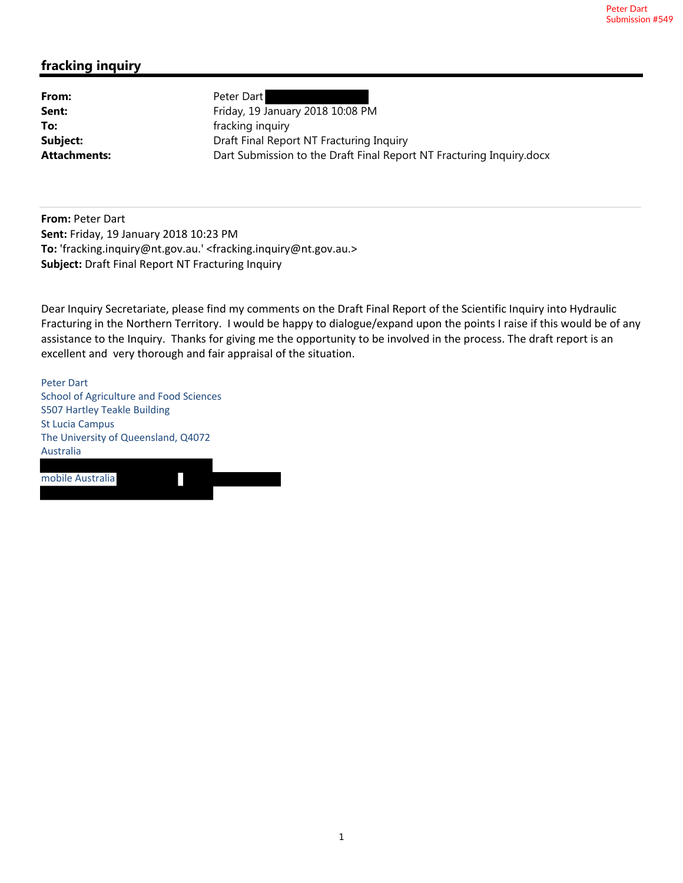Peter Dart
Submission #549

## fracking inquiry

**From:** Peter Dart
**Sent:** Friday, 19 January 2018 10:08 PM
**To:** fracking inquiry
**Subject:** Draft Final Report NT Fracturing Inquiry
**Attachments:** Dart Submission to the Draft Final Report NT Fracturing Inquiry.docx

---

**From:** Peter Dart
**Sent:** Friday, 19 January 2018 10:23 PM
**To:** 'fracking.inquiry@nt.gov.au.' <fracking.inquiry@nt.gov.au.>
**Subject:** Draft Final Report NT Fracturing Inquiry

Dear Inquiry Secretariate, please find my comments on the Draft Final Report of the Scientific Inquiry into Hydraulic Fracturing in the Northern Territory. I would be happy to dialogue/expand upon the points I raise if this would be of any assistance to the Inquiry. Thanks for giving me the opportunity to be involved in the process. The draft report is an excellent and very thorough and fair appraisal of the situation.

Peter Dart
School of Agriculture and Food Sciences
S507 Hartley Teakle Building
St Lucia Campus
The University of Queensland, Q4072
Australia

mobile Australia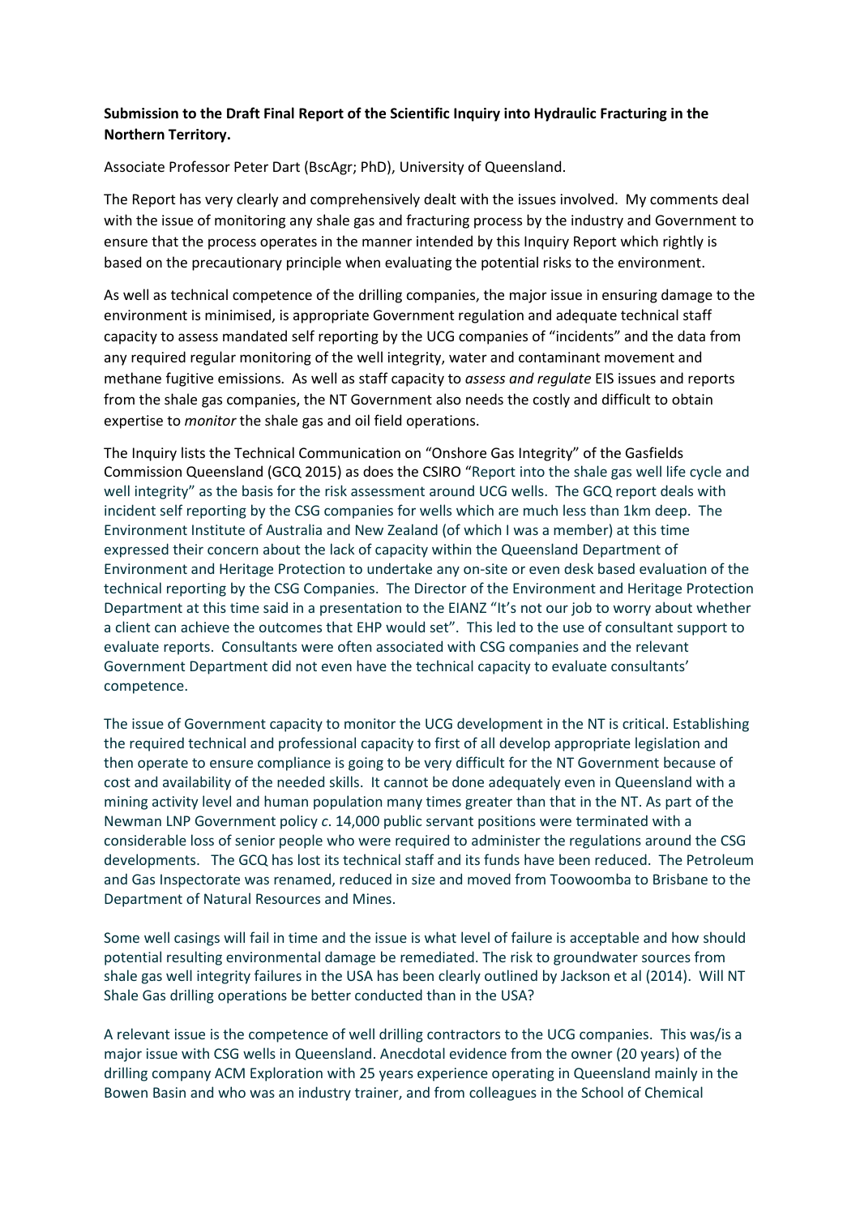**Submission to the Draft Final Report of the Scientific Inquiry into Hydraulic Fracturing in the Northern Territory.**

Associate Professor Peter Dart (BscAgr; PhD), University of Queensland.

The Report has very clearly and comprehensively dealt with the issues involved. My comments deal with the issue of monitoring any shale gas and fracturing process by the industry and Government to ensure that the process operates in the manner intended by this Inquiry Report which rightly is based on the precautionary principle when evaluating the potential risks to the environment.

As well as technical competence of the drilling companies, the major issue in ensuring damage to the environment is minimised, is appropriate Government regulation and adequate technical staff capacity to assess mandated self reporting by the UCG companies of "incidents" and the data from any required regular monitoring of the well integrity, water and contaminant movement and methane fugitive emissions. As well as staff capacity to *assess and regulate* EIS issues and reports from the shale gas companies, the NT Government also needs the costly and difficult to obtain expertise to *monitor* the shale gas and oil field operations.

The Inquiry lists the Technical Communication on "Onshore Gas Integrity" of the Gasfields Commission Queensland (GCQ 2015) as does the CSIRO "Report into the shale gas well life cycle and well integrity" as the basis for the risk assessment around UCG wells. The GCQ report deals with incident self reporting by the CSG companies for wells which are much less than 1km deep. The Environment Institute of Australia and New Zealand (of which I was a member) at this time expressed their concern about the lack of capacity within the Queensland Department of Environment and Heritage Protection to undertake any on-site or even desk based evaluation of the technical reporting by the CSG Companies. The Director of the Environment and Heritage Protection Department at this time said in a presentation to the EIANZ "It's not our job to worry about whether a client can achieve the outcomes that EHP would set". This led to the use of consultant support to evaluate reports. Consultants were often associated with CSG companies and the relevant Government Department did not even have the technical capacity to evaluate consultants' competence.

The issue of Government capacity to monitor the UCG development in the NT is critical. Establishing the required technical and professional capacity to first of all develop appropriate legislation and then operate to ensure compliance is going to be very difficult for the NT Government because of cost and availability of the needed skills. It cannot be done adequately even in Queensland with a mining activity level and human population many times greater than that in the NT. As part of the Newman LNP Government policy *c*. 14,000 public servant positions were terminated with a considerable loss of senior people who were required to administer the regulations around the CSG developments. The GCQ has lost its technical staff and its funds have been reduced. The Petroleum and Gas Inspectorate was renamed, reduced in size and moved from Toowoomba to Brisbane to the Department of Natural Resources and Mines.

Some well casings will fail in time and the issue is what level of failure is acceptable and how should potential resulting environmental damage be remediated. The risk to groundwater sources from shale gas well integrity failures in the USA has been clearly outlined by Jackson et al (2014). Will NT Shale Gas drilling operations be better conducted than in the USA?

A relevant issue is the competence of well drilling contractors to the UCG companies. This was/is a major issue with CSG wells in Queensland. Anecdotal evidence from the owner (20 years) of the drilling company ACM Exploration with 25 years experience operating in Queensland mainly in the Bowen Basin and who was an industry trainer, and from colleagues in the School of Chemical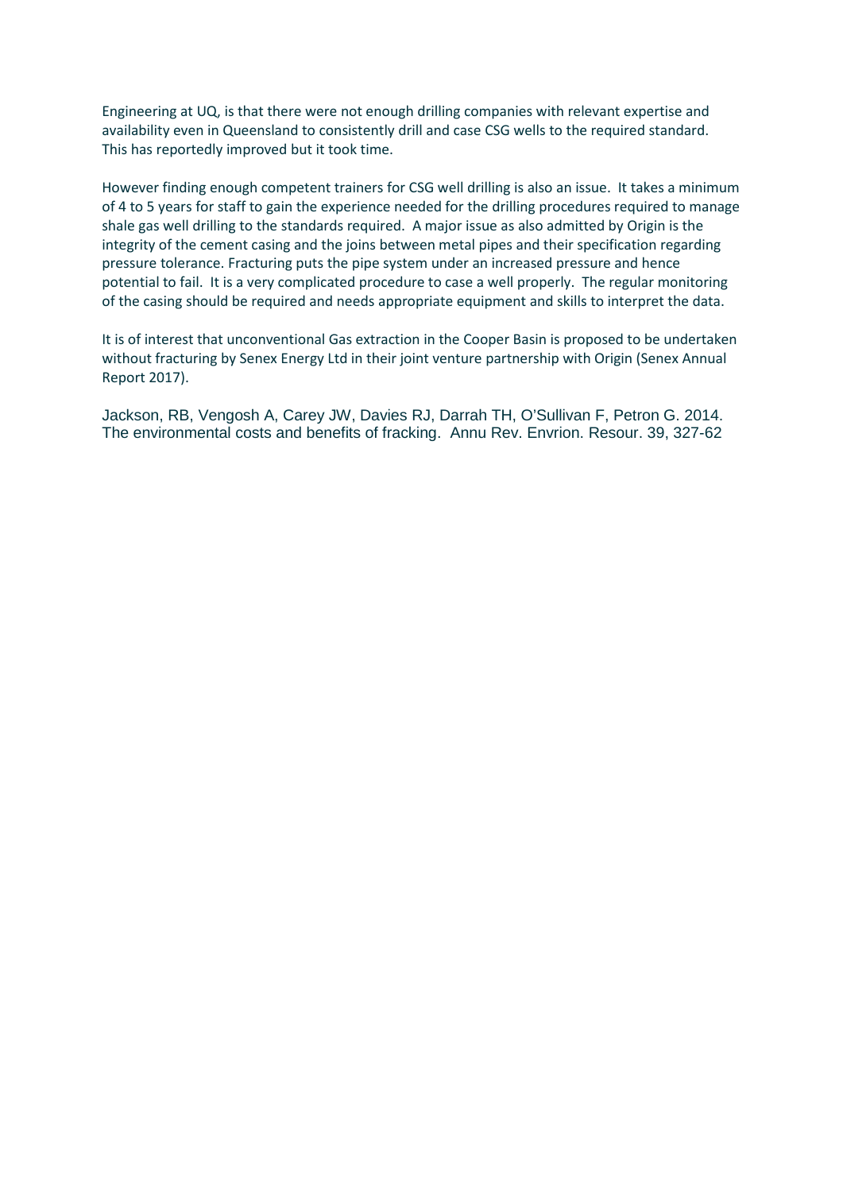Engineering at UQ, is that there were not enough drilling companies with relevant expertise and availability even in Queensland to consistently drill and case CSG wells to the required standard. This has reportedly improved but it took time.

However finding enough competent trainers for CSG well drilling is also an issue. It takes a minimum of 4 to 5 years for staff to gain the experience needed for the drilling procedures required to manage shale gas well drilling to the standards required. A major issue as also admitted by Origin is the integrity of the cement casing and the joins between metal pipes and their specification regarding pressure tolerance. Fracturing puts the pipe system under an increased pressure and hence potential to fail. It is a very complicated procedure to case a well properly. The regular monitoring of the casing should be required and needs appropriate equipment and skills to interpret the data.

It is of interest that unconventional Gas extraction in the Cooper Basin is proposed to be undertaken without fracturing by Senex Energy Ltd in their joint venture partnership with Origin (Senex Annual Report 2017).

Jackson, RB, Vengosh A, Carey JW, Davies RJ, Darrah TH, O'Sullivan F, Petron G. 2014. The environmental costs and benefits of fracking. Annu Rev. Envrion. Resour. 39, 327-62